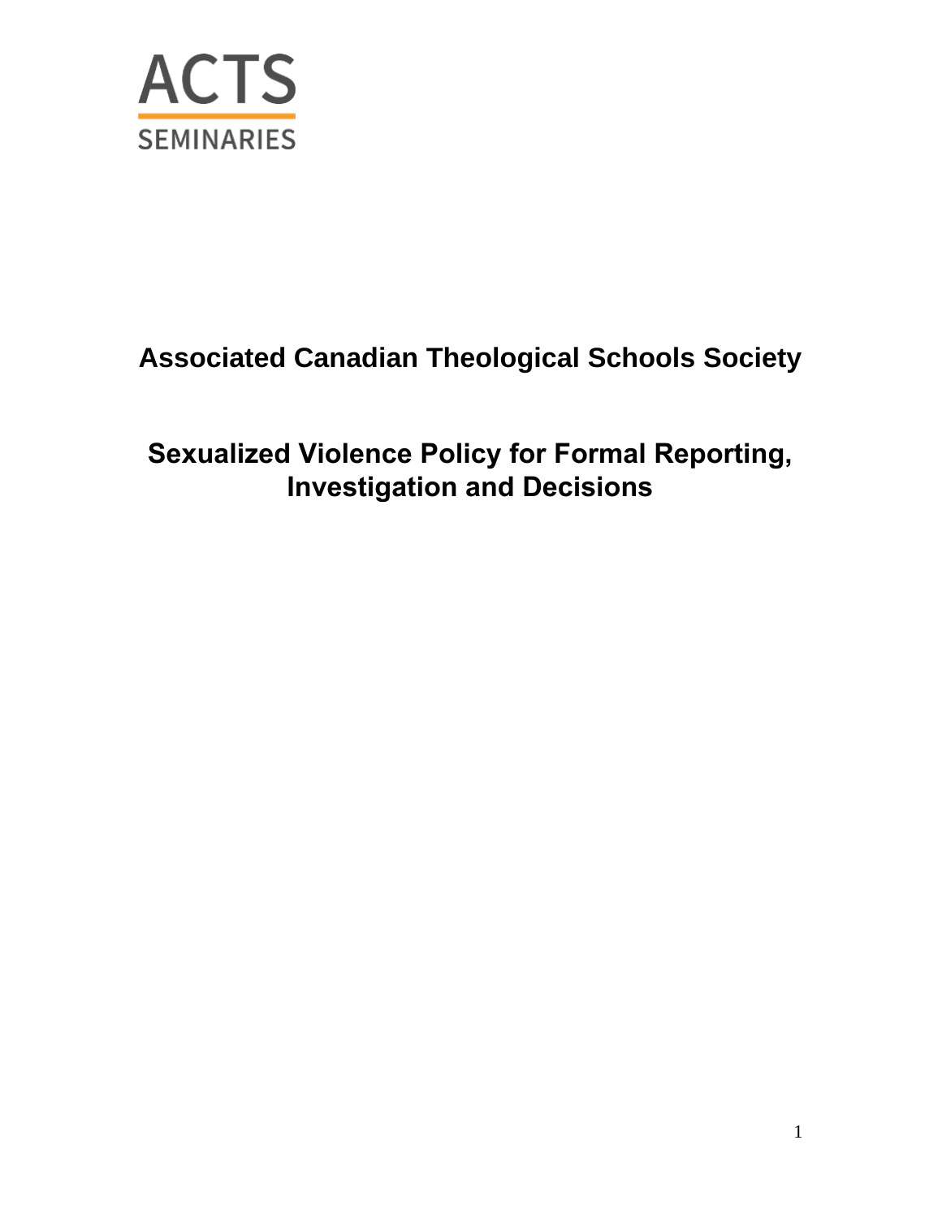ACTS

SEMINARIES

# Associated Canadian Theological Schools Society

# Sexualized Violence Policy for Formal Reporting, Investigation and Decisions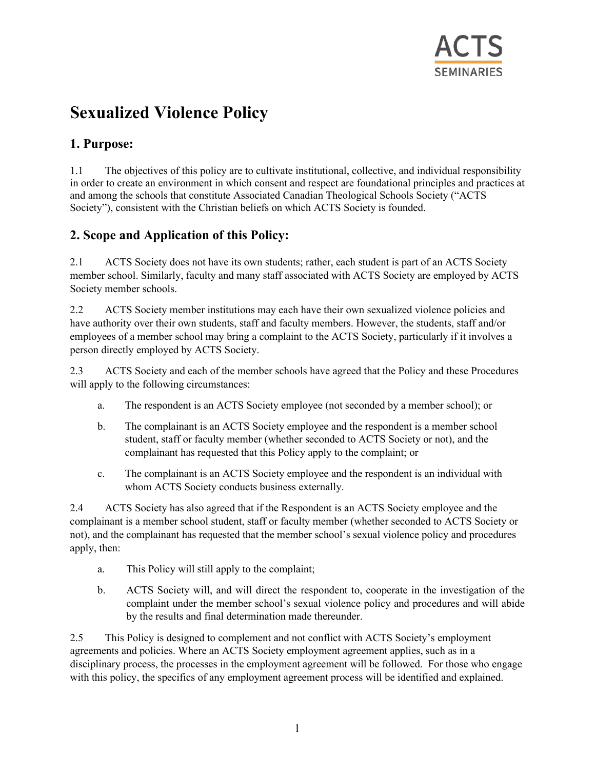# Sexualized Violence Policy

## 1. Purpose:

1.1 The objectives of this policy are to cultivate institutional, collective, and individual responsibility in order to create an environment in which consent and respect are foundational principles and practices at and among the schools that constitute Associated Canadian Theological Schools Society ("ACTS Society"), consistent with the Christian beliefs on which ACTS Society is founded.

## 2. Scope and Application of this Policy:

2.1 ACTS Society does not have its own students; rather, each student is part of an ACTS Society member school. Similarly, faculty and many staff associated with ACTS Society are employed by ACTS Society member schools.

2.2 ACTS Society member institutions may each have their own sexualized violence policies and have authority over their own students, staff and faculty members. However, the students, staff and/or employees of a member school may bring a complaint to the ACTS Society, particularly if it involves a person directly employed by ACTS Society.

2.3 ACTS Society and each of the member schools have agreed that the Policy and these Procedures will apply to the following circumstances:

a. The respondent is an ACTS Society employee (not seconded by a member school); or

b. The complainant is an ACTS Society employee and the respondent is a member school student, staff or faculty member (whether seconded to ACTS Society or not), and the complainant has requested that this Policy apply to the complaint; or

c. The complainant is an ACTS Society employee and the respondent is an individual with whom ACTS Society conducts business externally.

2.4 ACTS Society has also agreed that if the Respondent is an ACTS Society employee and the complainant is a member school student, staff or faculty member (whether seconded to ACTS Society or not), and the complainant has requested that the member school's sexual violence policy and procedures apply, then:

a. This Policy will still apply to the complaint;

b. ACTS Society will, and will direct the respondent to, cooperate in the investigation of the complaint under the member school's sexual violence policy and procedures and will abide by the results and final determination made thereunder.

2.5 This Policy is designed to complement and not conflict with ACTS Society's employment agreements and policies. Where an ACTS Society employment agreement applies, such as in a disciplinary process, the processes in the employment agreement will be followed. For those who engage with this policy, the specifics of any employment agreement process will be identified and explained.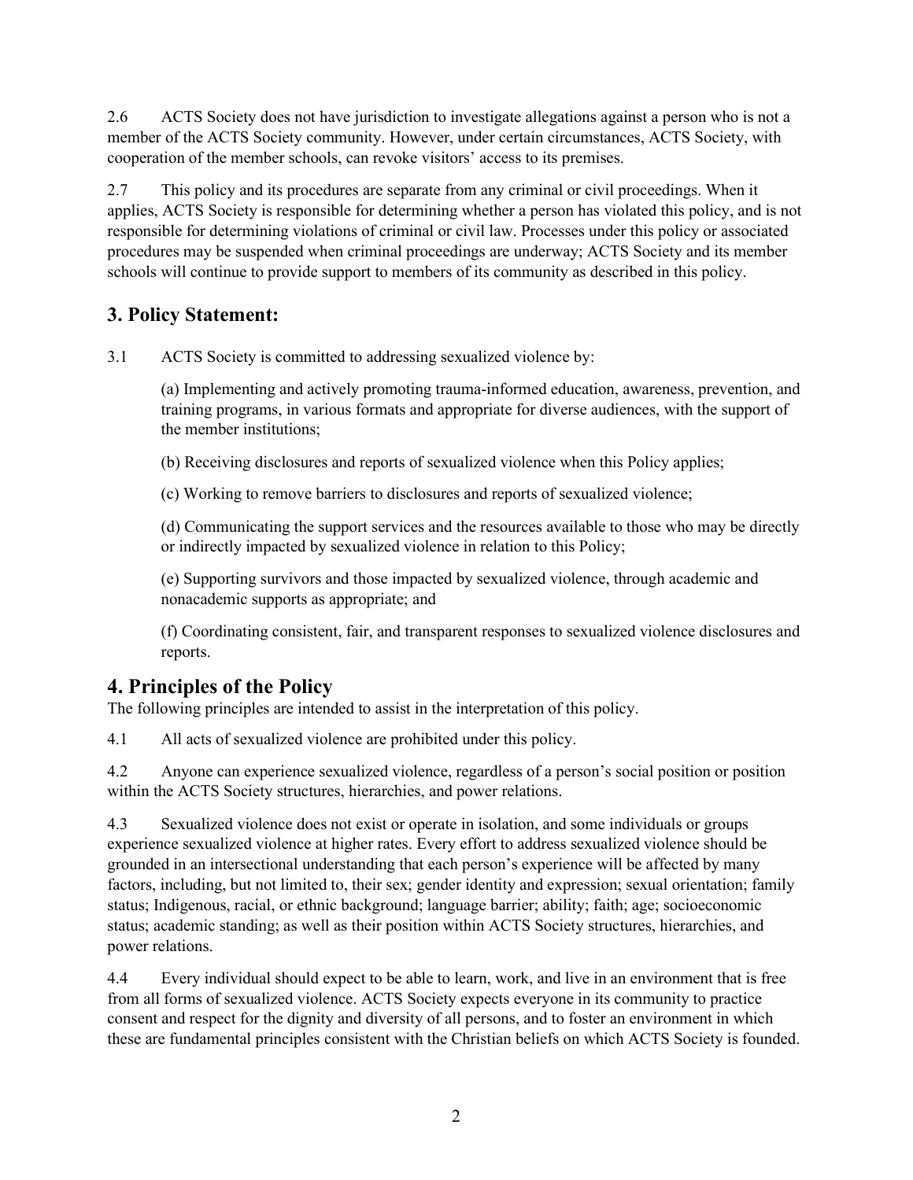2.6 ACTS Society does not have jurisdiction to investigate allegations against a person who is not a member of the ACTS Society community. However, under certain circumstances, ACTS Society, with cooperation of the member schools, can revoke visitors' access to its premises.

2.7 This policy and its procedures are separate from any criminal or civil proceedings. When it applies, ACTS Society is responsible for determining whether a person has violated this policy, and is not responsible for determining violations of criminal or civil law. Processes under this policy or associated procedures may be suspended when criminal proceedings are underway; ACTS Society and its member schools will continue to provide support to members of its community as described in this policy.

## 3. Policy Statement:

3.1 ACTS Society is committed to addressing sexualized violence by:

(a) Implementing and actively promoting trauma-informed education, awareness, prevention, and training programs, in various formats and appropriate for diverse audiences, with the support of the member institutions;

(b) Receiving disclosures and reports of sexualized violence when this Policy applies;

(c) Working to remove barriers to disclosures and reports of sexualized violence;

(d) Communicating the support services and the resources available to those who may be directly or indirectly impacted by sexualized violence in relation to this Policy;

(e) Supporting survivors and those impacted by sexualized violence, through academic and nonacademic supports as appropriate; and

(f) Coordinating consistent, fair, and transparent responses to sexualized violence disclosures and reports.

## 4. Principles of the Policy

The following principles are intended to assist in the interpretation of this policy.

4.1 All acts of sexualized violence are prohibited under this policy.

4.2 Anyone can experience sexualized violence, regardless of a person's social position or position within the ACTS Society structures, hierarchies, and power relations.

4.3 Sexualized violence does not exist or operate in isolation, and some individuals or groups experience sexualized violence at higher rates. Every effort to address sexualized violence should be grounded in an intersectional understanding that each person's experience will be affected by many factors, including, but not limited to, their sex; gender identity and expression; sexual orientation; family status; Indigenous, racial, or ethnic background; language barrier; ability; faith; age; socioeconomic status; academic standing; as well as their position within ACTS Society structures, hierarchies, and power relations.

4.4 Every individual should expect to be able to learn, work, and live in an environment that is free from all forms of sexualized violence. ACTS Society expects everyone in its community to practice consent and respect for the dignity and diversity of all persons, and to foster an environment in which these are fundamental principles consistent with the Christian beliefs on which ACTS Society is founded.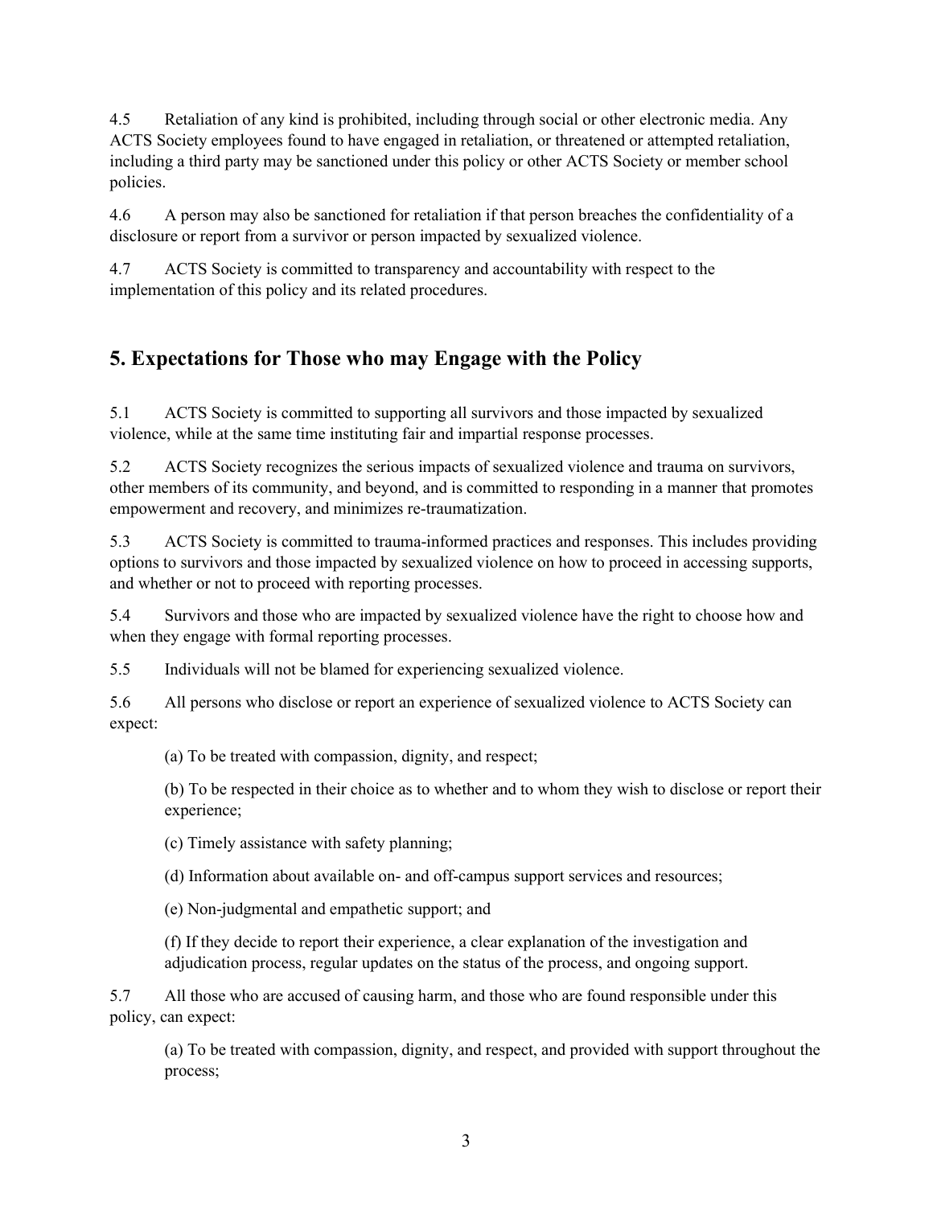4.5 Retaliation of any kind is prohibited, including through social or other electronic media. Any ACTS Society employees found to have engaged in retaliation, or threatened or attempted retaliation, including a third party may be sanctioned under this policy or other ACTS Society or member school policies.

4.6 A person may also be sanctioned for retaliation if that person breaches the confidentiality of a disclosure or report from a survivor or person impacted by sexualized violence.

4.7 ACTS Society is committed to transparency and accountability with respect to the implementation of this policy and its related procedures.

## 5. Expectations for Those who may Engage with the Policy

5.1 ACTS Society is committed to supporting all survivors and those impacted by sexualized violence, while at the same time instituting fair and impartial response processes.

5.2 ACTS Society recognizes the serious impacts of sexualized violence and trauma on survivors, other members of its community, and beyond, and is committed to responding in a manner that promotes empowerment and recovery, and minimizes re-traumatization.

5.3 ACTS Society is committed to trauma-informed practices and responses. This includes providing options to survivors and those impacted by sexualized violence on how to proceed in accessing supports, and whether or not to proceed with reporting processes.

5.4 Survivors and those who are impacted by sexualized violence have the right to choose how and when they engage with formal reporting processes.

5.5 Individuals will not be blamed for experiencing sexualized violence.

5.6 All persons who disclose or report an experience of sexualized violence to ACTS Society can expect:

(a) To be treated with compassion, dignity, and respect;

(b) To be respected in their choice as to whether and to whom they wish to disclose or report their experience;

(c) Timely assistance with safety planning;

(d) Information about available on- and off-campus support services and resources;

(e) Non-judgmental and empathetic support; and

(f) If they decide to report their experience, a clear explanation of the investigation and adjudication process, regular updates on the status of the process, and ongoing support.

5.7 All those who are accused of causing harm, and those who are found responsible under this policy, can expect:

(a) To be treated with compassion, dignity, and respect, and provided with support throughout the process;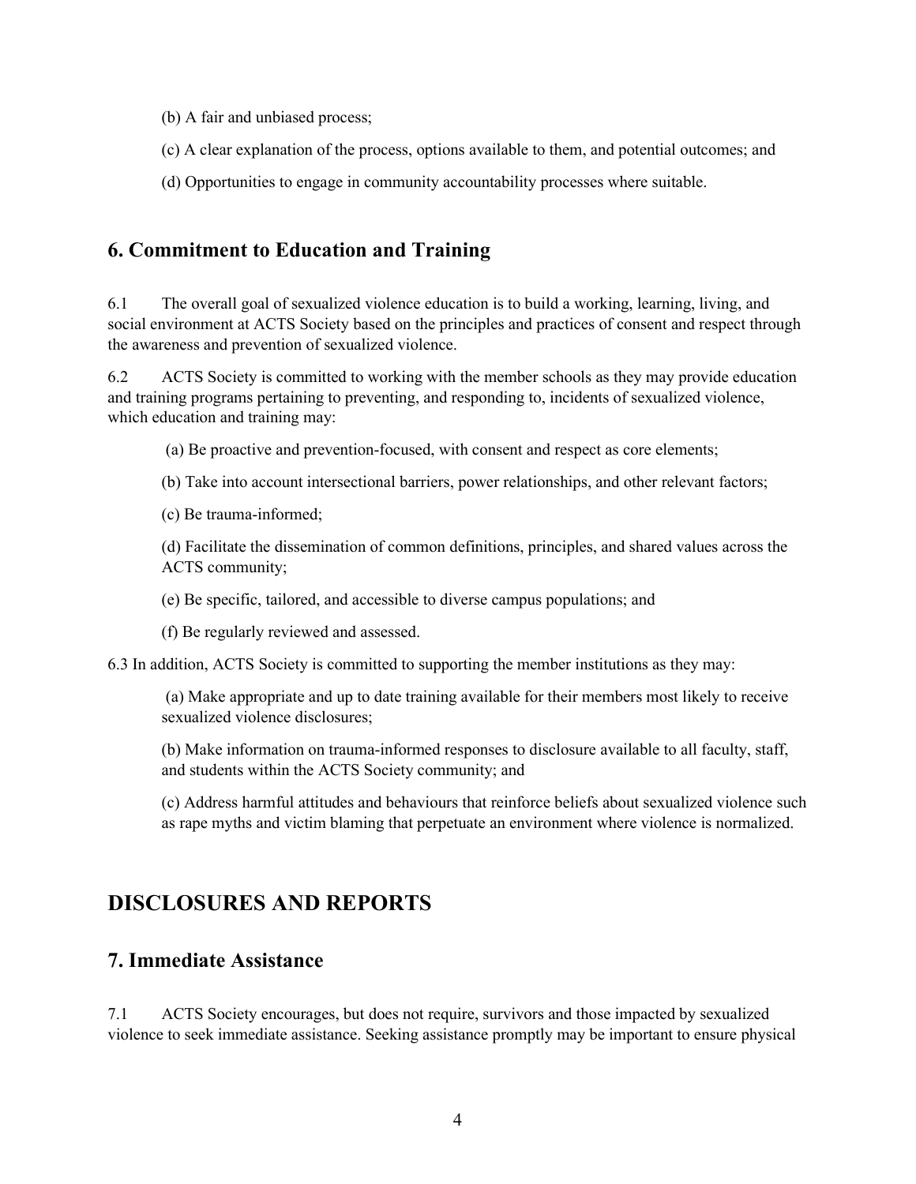(b) A fair and unbiased process;

(c) A clear explanation of the process, options available to them, and potential outcomes; and

(d) Opportunities to engage in community accountability processes where suitable.

## 6. Commitment to Education and Training

6.1 The overall goal of sexualized violence education is to build a working, learning, living, and social environment at ACTS Society based on the principles and practices of consent and respect through the awareness and prevention of sexualized violence.

6.2 ACTS Society is committed to working with the member schools as they may provide education and training programs pertaining to preventing, and responding to, incidents of sexualized violence, which education and training may:

(a) Be proactive and prevention-focused, with consent and respect as core elements;

(b) Take into account intersectional barriers, power relationships, and other relevant factors;

(c) Be trauma-informed;

(d) Facilitate the dissemination of common definitions, principles, and shared values across the ACTS community;

(e) Be specific, tailored, and accessible to diverse campus populations; and

(f) Be regularly reviewed and assessed.

6.3 In addition, ACTS Society is committed to supporting the member institutions as they may:

(a) Make appropriate and up to date training available for their members most likely to receive sexualized violence disclosures;

(b) Make information on trauma-informed responses to disclosure available to all faculty, staff, and students within the ACTS Society community; and

(c) Address harmful attitudes and behaviours that reinforce beliefs about sexualized violence such as rape myths and victim blaming that perpetuate an environment where violence is normalized.

# DISCLOSURES AND REPORTS

## 7. Immediate Assistance

7.1 ACTS Society encourages, but does not require, survivors and those impacted by sexualized violence to seek immediate assistance. Seeking assistance promptly may be important to ensure physical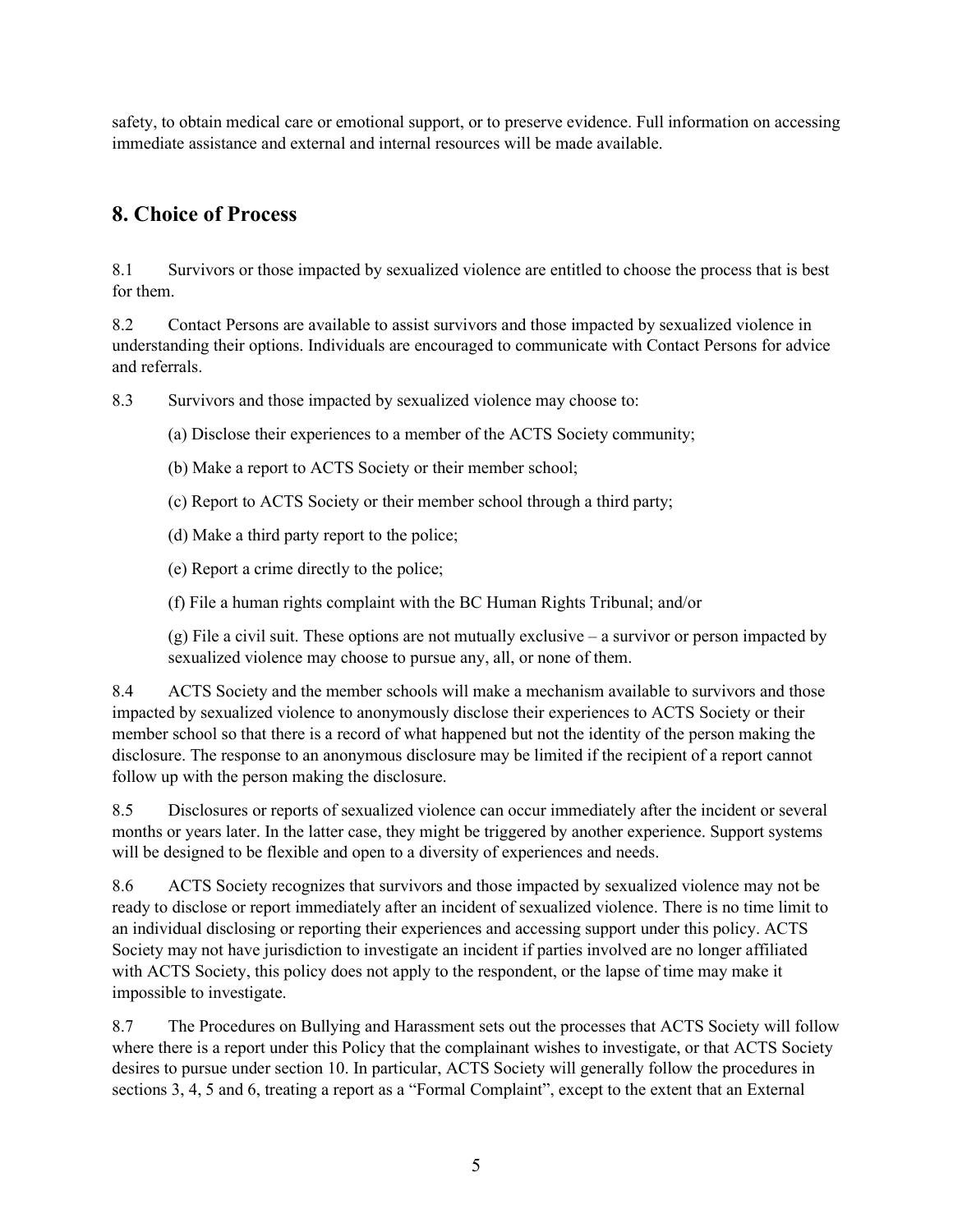safety, to obtain medical care or emotional support, or to preserve evidence. Full information on accessing immediate assistance and external and internal resources will be made available.

## 8. Choice of Process

8.1 Survivors or those impacted by sexualized violence are entitled to choose the process that is best for them.

8.2 Contact Persons are available to assist survivors and those impacted by sexualized violence in understanding their options. Individuals are encouraged to communicate with Contact Persons for advice and referrals.

8.3 Survivors and those impacted by sexualized violence may choose to:

(a) Disclose their experiences to a member of the ACTS Society community;

(b) Make a report to ACTS Society or their member school;

(c) Report to ACTS Society or their member school through a third party;

(d) Make a third party report to the police;

(e) Report a crime directly to the police;

(f) File a human rights complaint with the BC Human Rights Tribunal; and/or

(g) File a civil suit. These options are not mutually exclusive – a survivor or person impacted by sexualized violence may choose to pursue any, all, or none of them.

8.4 ACTS Society and the member schools will make a mechanism available to survivors and those impacted by sexualized violence to anonymously disclose their experiences to ACTS Society or their member school so that there is a record of what happened but not the identity of the person making the disclosure. The response to an anonymous disclosure may be limited if the recipient of a report cannot follow up with the person making the disclosure.

8.5 Disclosures or reports of sexualized violence can occur immediately after the incident or several months or years later. In the latter case, they might be triggered by another experience. Support systems will be designed to be flexible and open to a diversity of experiences and needs.

8.6 ACTS Society recognizes that survivors and those impacted by sexualized violence may not be ready to disclose or report immediately after an incident of sexualized violence. There is no time limit to an individual disclosing or reporting their experiences and accessing support under this policy. ACTS Society may not have jurisdiction to investigate an incident if parties involved are no longer affiliated with ACTS Society, this policy does not apply to the respondent, or the lapse of time may make it impossible to investigate.

8.7 The Procedures on Bullying and Harassment sets out the processes that ACTS Society will follow where there is a report under this Policy that the complainant wishes to investigate, or that ACTS Society desires to pursue under section 10. In particular, ACTS Society will generally follow the procedures in sections 3, 4, 5 and 6, treating a report as a "Formal Complaint", except to the extent that an External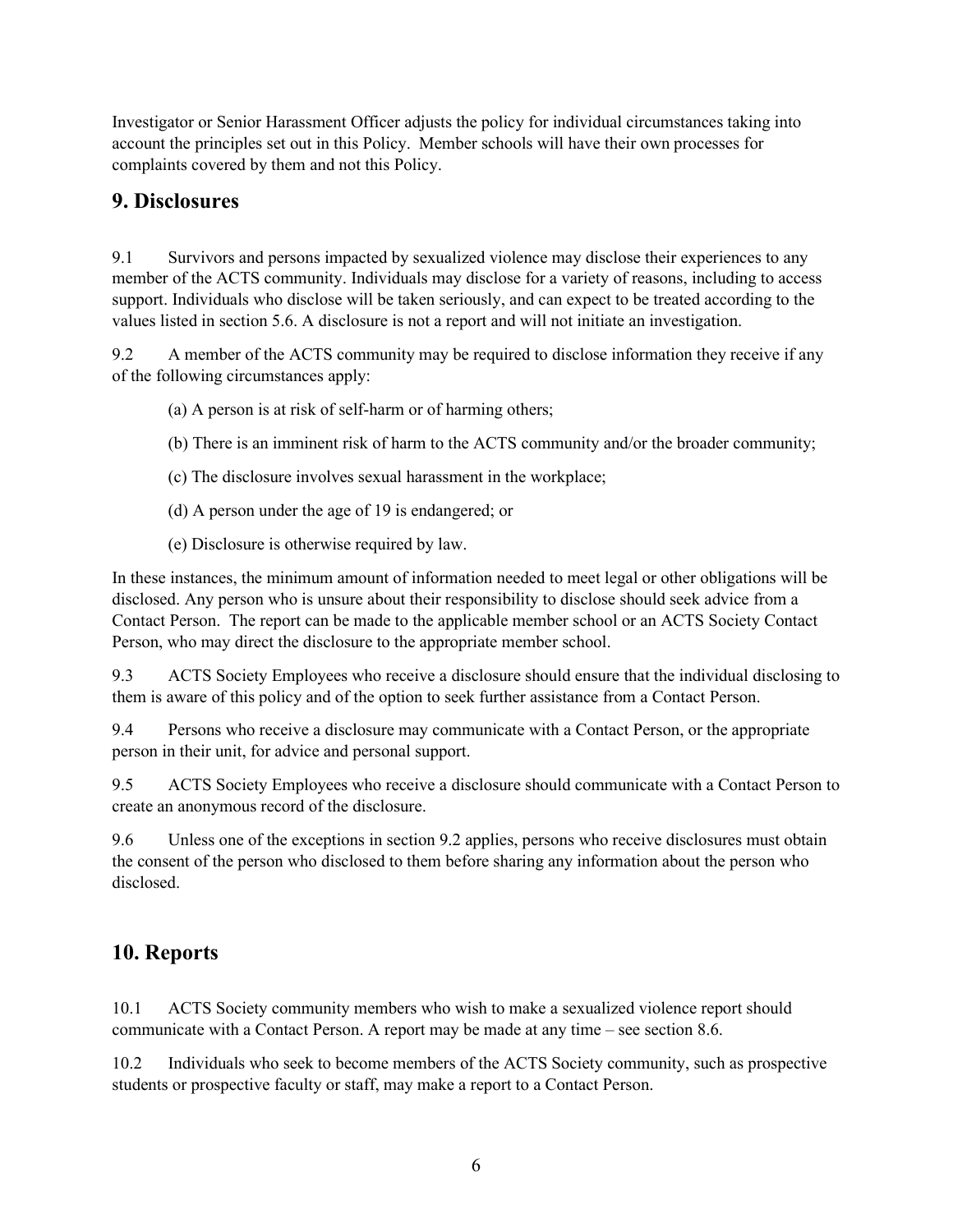Investigator or Senior Harassment Officer adjusts the policy for individual circumstances taking into account the principles set out in this Policy. Member schools will have their own processes for complaints covered by them and not this Policy.

## 9. Disclosures

9.1 Survivors and persons impacted by sexualized violence may disclose their experiences to any member of the ACTS community. Individuals may disclose for a variety of reasons, including to access support. Individuals who disclose will be taken seriously, and can expect to be treated according to the values listed in section 5.6. A disclosure is not a report and will not initiate an investigation.

9.2 A member of the ACTS community may be required to disclose information they receive if any of the following circumstances apply:

(a) A person is at risk of self-harm or of harming others;

(b) There is an imminent risk of harm to the ACTS community and/or the broader community;

(c) The disclosure involves sexual harassment in the workplace;

(d) A person under the age of 19 is endangered; or

(e) Disclosure is otherwise required by law.

In these instances, the minimum amount of information needed to meet legal or other obligations will be disclosed. Any person who is unsure about their responsibility to disclose should seek advice from a Contact Person. The report can be made to the applicable member school or an ACTS Society Contact Person, who may direct the disclosure to the appropriate member school.

9.3 ACTS Society Employees who receive a disclosure should ensure that the individual disclosing to them is aware of this policy and of the option to seek further assistance from a Contact Person.

9.4 Persons who receive a disclosure may communicate with a Contact Person, or the appropriate person in their unit, for advice and personal support.

9.5 ACTS Society Employees who receive a disclosure should communicate with a Contact Person to create an anonymous record of the disclosure.

9.6 Unless one of the exceptions in section 9.2 applies, persons who receive disclosures must obtain the consent of the person who disclosed to them before sharing any information about the person who disclosed.

## 10. Reports

10.1 ACTS Society community members who wish to make a sexualized violence report should communicate with a Contact Person. A report may be made at any time – see section 8.6.

10.2 Individuals who seek to become members of the ACTS Society community, such as prospective students or prospective faculty or staff, may make a report to a Contact Person.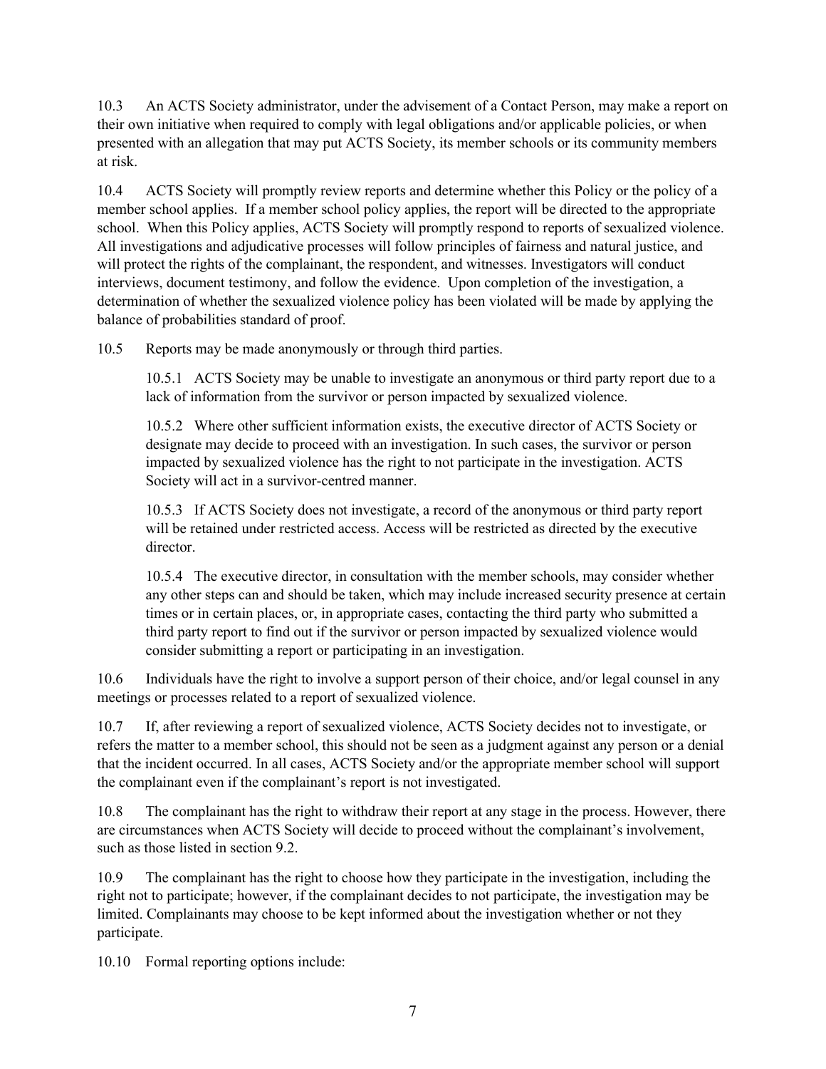10.3 An ACTS Society administrator, under the advisement of a Contact Person, may make a report on their own initiative when required to comply with legal obligations and/or applicable policies, or when presented with an allegation that may put ACTS Society, its member schools or its community members at risk.

10.4 ACTS Society will promptly review reports and determine whether this Policy or the policy of a member school applies. If a member school policy applies, the report will be directed to the appropriate school. When this Policy applies, ACTS Society will promptly respond to reports of sexualized violence. All investigations and adjudicative processes will follow principles of fairness and natural justice, and will protect the rights of the complainant, the respondent, and witnesses. Investigators will conduct interviews, document testimony, and follow the evidence. Upon completion of the investigation, a determination of whether the sexualized violence policy has been violated will be made by applying the balance of probabilities standard of proof.

10.5 Reports may be made anonymously or through third parties.

> 10.5.1 ACTS Society may be unable to investigate an anonymous or third party report due to a lack of information from the survivor or person impacted by sexualized violence.
>
> 10.5.2 Where other sufficient information exists, the executive director of ACTS Society or designate may decide to proceed with an investigation. In such cases, the survivor or person impacted by sexualized violence has the right to not participate in the investigation. ACTS Society will act in a survivor-centred manner.
>
> 10.5.3 If ACTS Society does not investigate, a record of the anonymous or third party report will be retained under restricted access. Access will be restricted as directed by the executive director.
>
> 10.5.4 The executive director, in consultation with the member schools, may consider whether any other steps can and should be taken, which may include increased security presence at certain times or in certain places, or, in appropriate cases, contacting the third party who submitted a third party report to find out if the survivor or person impacted by sexualized violence would consider submitting a report or participating in an investigation.

10.6 Individuals have the right to involve a support person of their choice, and/or legal counsel in any meetings or processes related to a report of sexualized violence.

10.7 If, after reviewing a report of sexualized violence, ACTS Society decides not to investigate, or refers the matter to a member school, this should not be seen as a judgment against any person or a denial that the incident occurred. In all cases, ACTS Society and/or the appropriate member school will support the complainant even if the complainant's report is not investigated.

10.8 The complainant has the right to withdraw their report at any stage in the process. However, there are circumstances when ACTS Society will decide to proceed without the complainant's involvement, such as those listed in section 9.2.

10.9 The complainant has the right to choose how they participate in the investigation, including the right not to participate; however, if the complainant decides to not participate, the investigation may be limited. Complainants may choose to be kept informed about the investigation whether or not they participate.

10.10 Formal reporting options include: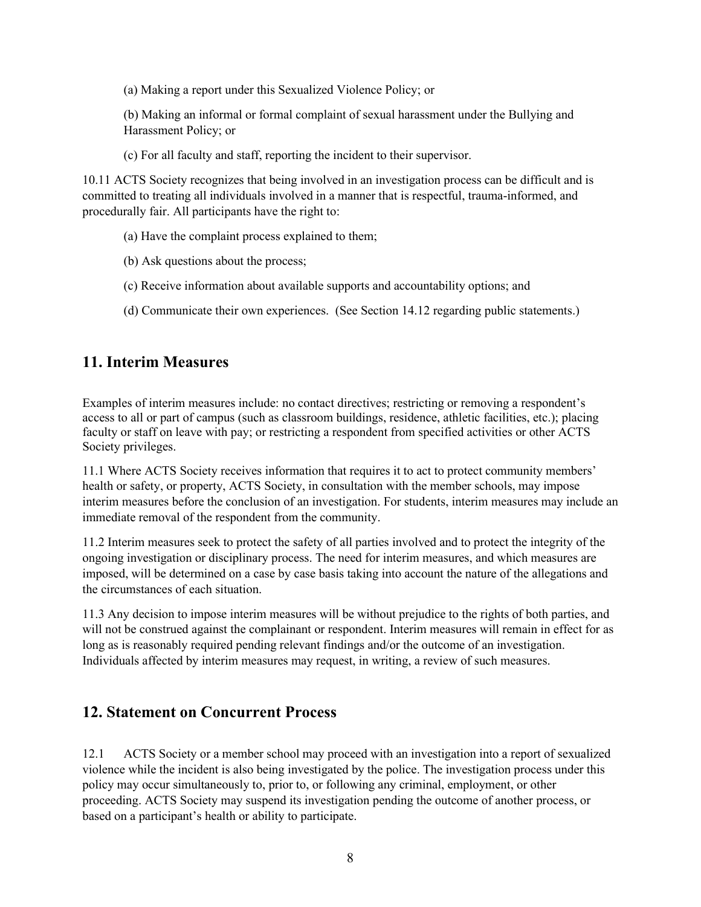(a) Making a report under this Sexualized Violence Policy; or

(b) Making an informal or formal complaint of sexual harassment under the Bullying and Harassment Policy; or

(c) For all faculty and staff, reporting the incident to their supervisor.

10.11 ACTS Society recognizes that being involved in an investigation process can be difficult and is committed to treating all individuals involved in a manner that is respectful, trauma-informed, and procedurally fair. All participants have the right to:

(a) Have the complaint process explained to them;

(b) Ask questions about the process;

(c) Receive information about available supports and accountability options; and

(d) Communicate their own experiences. (See Section 14.12 regarding public statements.)

## 11. Interim Measures

Examples of interim measures include: no contact directives; restricting or removing a respondent's access to all or part of campus (such as classroom buildings, residence, athletic facilities, etc.); placing faculty or staff on leave with pay; or restricting a respondent from specified activities or other ACTS Society privileges.

11.1 Where ACTS Society receives information that requires it to act to protect community members' health or safety, or property, ACTS Society, in consultation with the member schools, may impose interim measures before the conclusion of an investigation. For students, interim measures may include an immediate removal of the respondent from the community.

11.2 Interim measures seek to protect the safety of all parties involved and to protect the integrity of the ongoing investigation or disciplinary process. The need for interim measures, and which measures are imposed, will be determined on a case by case basis taking into account the nature of the allegations and the circumstances of each situation.

11.3 Any decision to impose interim measures will be without prejudice to the rights of both parties, and will not be construed against the complainant or respondent. Interim measures will remain in effect for as long as is reasonably required pending relevant findings and/or the outcome of an investigation. Individuals affected by interim measures may request, in writing, a review of such measures.

## 12. Statement on Concurrent Process

12.1 ACTS Society or a member school may proceed with an investigation into a report of sexualized violence while the incident is also being investigated by the police. The investigation process under this policy may occur simultaneously to, prior to, or following any criminal, employment, or other proceeding. ACTS Society may suspend its investigation pending the outcome of another process, or based on a participant's health or ability to participate.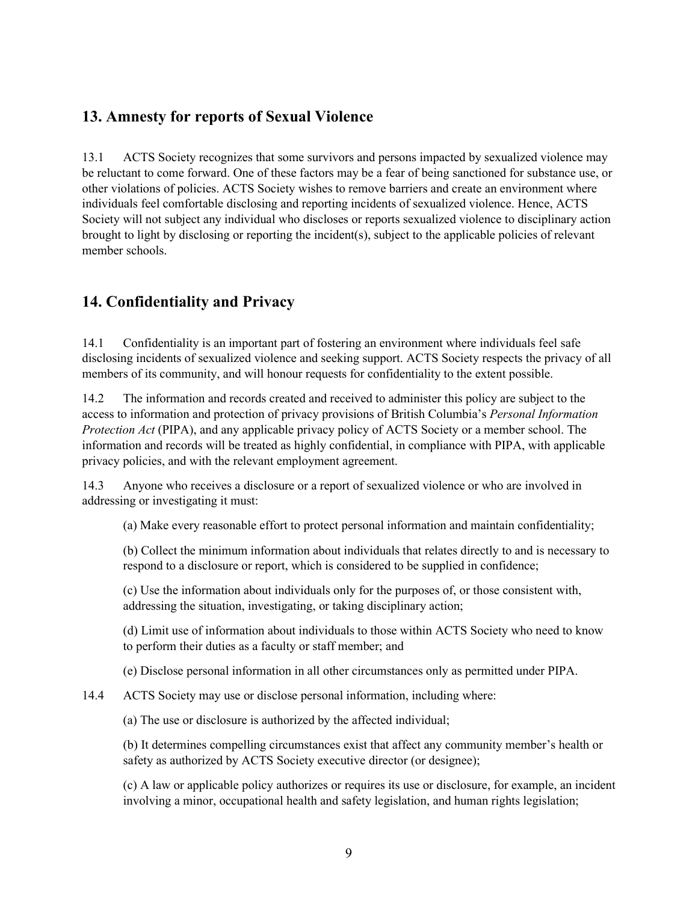## 13. Amnesty for reports of Sexual Violence

13.1 ACTS Society recognizes that some survivors and persons impacted by sexualized violence may be reluctant to come forward. One of these factors may be a fear of being sanctioned for substance use, or other violations of policies. ACTS Society wishes to remove barriers and create an environment where individuals feel comfortable disclosing and reporting incidents of sexualized violence. Hence, ACTS Society will not subject any individual who discloses or reports sexualized violence to disciplinary action brought to light by disclosing or reporting the incident(s), subject to the applicable policies of relevant member schools.

## 14. Confidentiality and Privacy

14.1 Confidentiality is an important part of fostering an environment where individuals feel safe disclosing incidents of sexualized violence and seeking support. ACTS Society respects the privacy of all members of its community, and will honour requests for confidentiality to the extent possible.

14.2 The information and records created and received to administer this policy are subject to the access to information and protection of privacy provisions of British Columbia's *Personal Information Protection Act* (PIPA), and any applicable privacy policy of ACTS Society or a member school. The information and records will be treated as highly confidential, in compliance with PIPA, with applicable privacy policies, and with the relevant employment agreement.

14.3 Anyone who receives a disclosure or a report of sexualized violence or who are involved in addressing or investigating it must:

(a) Make every reasonable effort to protect personal information and maintain confidentiality;

(b) Collect the minimum information about individuals that relates directly to and is necessary to respond to a disclosure or report, which is considered to be supplied in confidence;

(c) Use the information about individuals only for the purposes of, or those consistent with, addressing the situation, investigating, or taking disciplinary action;

(d) Limit use of information about individuals to those within ACTS Society who need to know to perform their duties as a faculty or staff member; and

(e) Disclose personal information in all other circumstances only as permitted under PIPA.

14.4 ACTS Society may use or disclose personal information, including where:

(a) The use or disclosure is authorized by the affected individual;

(b) It determines compelling circumstances exist that affect any community member's health or safety as authorized by ACTS Society executive director (or designee);

(c) A law or applicable policy authorizes or requires its use or disclosure, for example, an incident involving a minor, occupational health and safety legislation, and human rights legislation;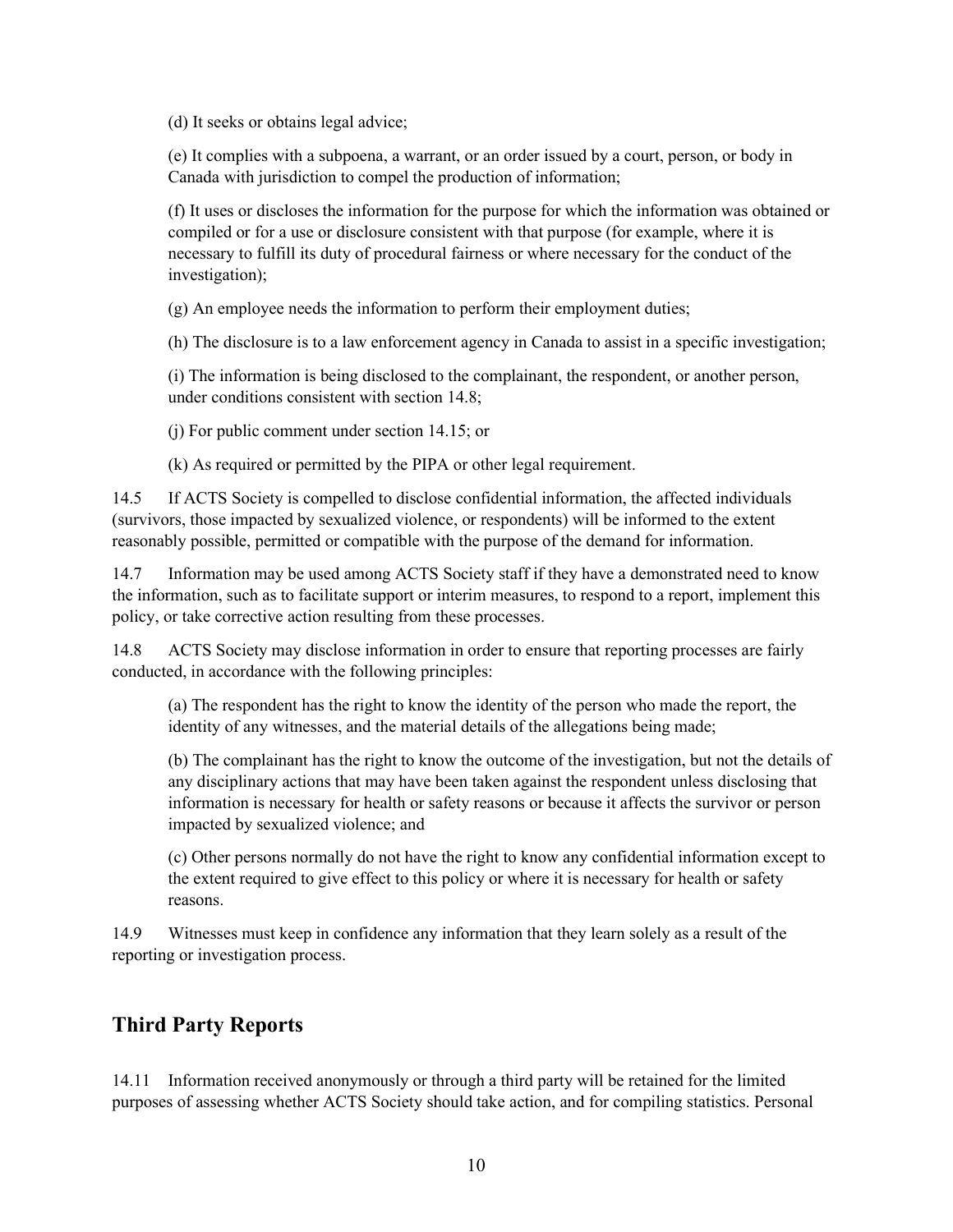(d) It seeks or obtains legal advice;

(e) It complies with a subpoena, a warrant, or an order issued by a court, person, or body in Canada with jurisdiction to compel the production of information;

(f) It uses or discloses the information for the purpose for which the information was obtained or compiled or for a use or disclosure consistent with that purpose (for example, where it is necessary to fulfill its duty of procedural fairness or where necessary for the conduct of the investigation);

(g) An employee needs the information to perform their employment duties;

(h) The disclosure is to a law enforcement agency in Canada to assist in a specific investigation;

(i) The information is being disclosed to the complainant, the respondent, or another person, under conditions consistent with section 14.8;

(j) For public comment under section 14.15; or

(k) As required or permitted by the PIPA or other legal requirement.

14.5 If ACTS Society is compelled to disclose confidential information, the affected individuals (survivors, those impacted by sexualized violence, or respondents) will be informed to the extent reasonably possible, permitted or compatible with the purpose of the demand for information.

14.7 Information may be used among ACTS Society staff if they have a demonstrated need to know the information, such as to facilitate support or interim measures, to respond to a report, implement this policy, or take corrective action resulting from these processes.

14.8 ACTS Society may disclose information in order to ensure that reporting processes are fairly conducted, in accordance with the following principles:

(a) The respondent has the right to know the identity of the person who made the report, the identity of any witnesses, and the material details of the allegations being made;

(b) The complainant has the right to know the outcome of the investigation, but not the details of any disciplinary actions that may have been taken against the respondent unless disclosing that information is necessary for health or safety reasons or because it affects the survivor or person impacted by sexualized violence; and

(c) Other persons normally do not have the right to know any confidential information except to the extent required to give effect to this policy or where it is necessary for health or safety reasons.

14.9 Witnesses must keep in confidence any information that they learn solely as a result of the reporting or investigation process.

## Third Party Reports

14.11 Information received anonymously or through a third party will be retained for the limited purposes of assessing whether ACTS Society should take action, and for compiling statistics. Personal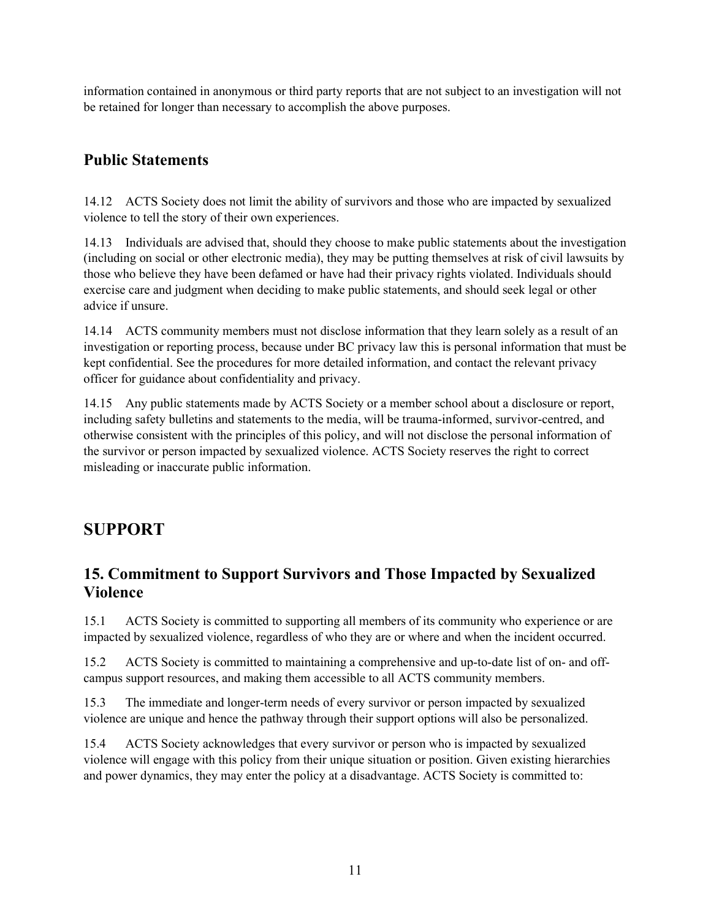information contained in anonymous or third party reports that are not subject to an investigation will not be retained for longer than necessary to accomplish the above purposes.

## Public Statements

14.12 ACTS Society does not limit the ability of survivors and those who are impacted by sexualized violence to tell the story of their own experiences.

14.13 Individuals are advised that, should they choose to make public statements about the investigation (including on social or other electronic media), they may be putting themselves at risk of civil lawsuits by those who believe they have been defamed or have had their privacy rights violated. Individuals should exercise care and judgment when deciding to make public statements, and should seek legal or other advice if unsure.

14.14 ACTS community members must not disclose information that they learn solely as a result of an investigation or reporting process, because under BC privacy law this is personal information that must be kept confidential. See the procedures for more detailed information, and contact the relevant privacy officer for guidance about confidentiality and privacy.

14.15 Any public statements made by ACTS Society or a member school about a disclosure or report, including safety bulletins and statements to the media, will be trauma-informed, survivor-centred, and otherwise consistent with the principles of this policy, and will not disclose the personal information of the survivor or person impacted by sexualized violence. ACTS Society reserves the right to correct misleading or inaccurate public information.

# SUPPORT

## 15. Commitment to Support Survivors and Those Impacted by Sexualized Violence

15.1 ACTS Society is committed to supporting all members of its community who experience or are impacted by sexualized violence, regardless of who they are or where and when the incident occurred.

15.2 ACTS Society is committed to maintaining a comprehensive and up-to-date list of on- and off-campus support resources, and making them accessible to all ACTS community members.

15.3 The immediate and longer-term needs of every survivor or person impacted by sexualized violence are unique and hence the pathway through their support options will also be personalized.

15.4 ACTS Society acknowledges that every survivor or person who is impacted by sexualized violence will engage with this policy from their unique situation or position. Given existing hierarchies and power dynamics, they may enter the policy at a disadvantage. ACTS Society is committed to: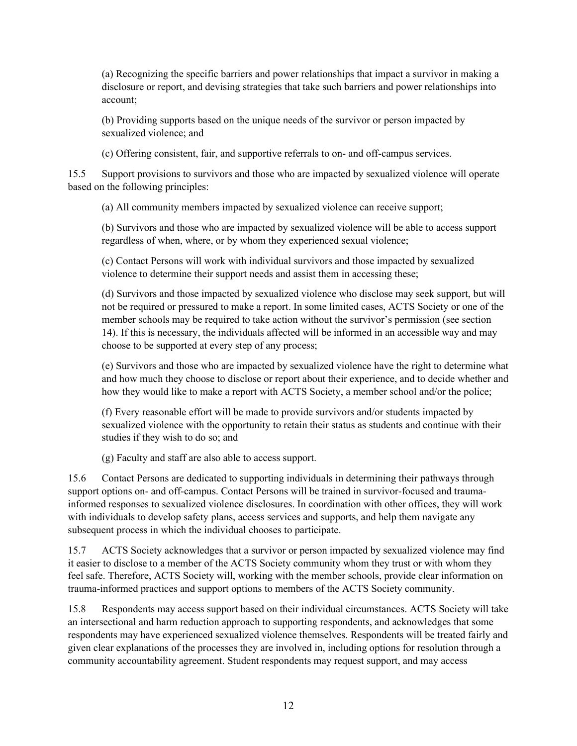(a) Recognizing the specific barriers and power relationships that impact a survivor in making a disclosure or report, and devising strategies that take such barriers and power relationships into account;

(b) Providing supports based on the unique needs of the survivor or person impacted by sexualized violence; and

(c) Offering consistent, fair, and supportive referrals to on- and off-campus services.

15.5 Support provisions to survivors and those who are impacted by sexualized violence will operate based on the following principles:

(a) All community members impacted by sexualized violence can receive support;

(b) Survivors and those who are impacted by sexualized violence will be able to access support regardless of when, where, or by whom they experienced sexual violence;

(c) Contact Persons will work with individual survivors and those impacted by sexualized violence to determine their support needs and assist them in accessing these;

(d) Survivors and those impacted by sexualized violence who disclose may seek support, but will not be required or pressured to make a report. In some limited cases, ACTS Society or one of the member schools may be required to take action without the survivor's permission (see section 14). If this is necessary, the individuals affected will be informed in an accessible way and may choose to be supported at every step of any process;

(e) Survivors and those who are impacted by sexualized violence have the right to determine what and how much they choose to disclose or report about their experience, and to decide whether and how they would like to make a report with ACTS Society, a member school and/or the police;

(f) Every reasonable effort will be made to provide survivors and/or students impacted by sexualized violence with the opportunity to retain their status as students and continue with their studies if they wish to do so; and

(g) Faculty and staff are also able to access support.

15.6 Contact Persons are dedicated to supporting individuals in determining their pathways through support options on- and off-campus. Contact Persons will be trained in survivor-focused and trauma-informed responses to sexualized violence disclosures. In coordination with other offices, they will work with individuals to develop safety plans, access services and supports, and help them navigate any subsequent process in which the individual chooses to participate.

15.7 ACTS Society acknowledges that a survivor or person impacted by sexualized violence may find it easier to disclose to a member of the ACTS Society community whom they trust or with whom they feel safe. Therefore, ACTS Society will, working with the member schools, provide clear information on trauma-informed practices and support options to members of the ACTS Society community.

15.8 Respondents may access support based on their individual circumstances. ACTS Society will take an intersectional and harm reduction approach to supporting respondents, and acknowledges that some respondents may have experienced sexualized violence themselves. Respondents will be treated fairly and given clear explanations of the processes they are involved in, including options for resolution through a community accountability agreement. Student respondents may request support, and may access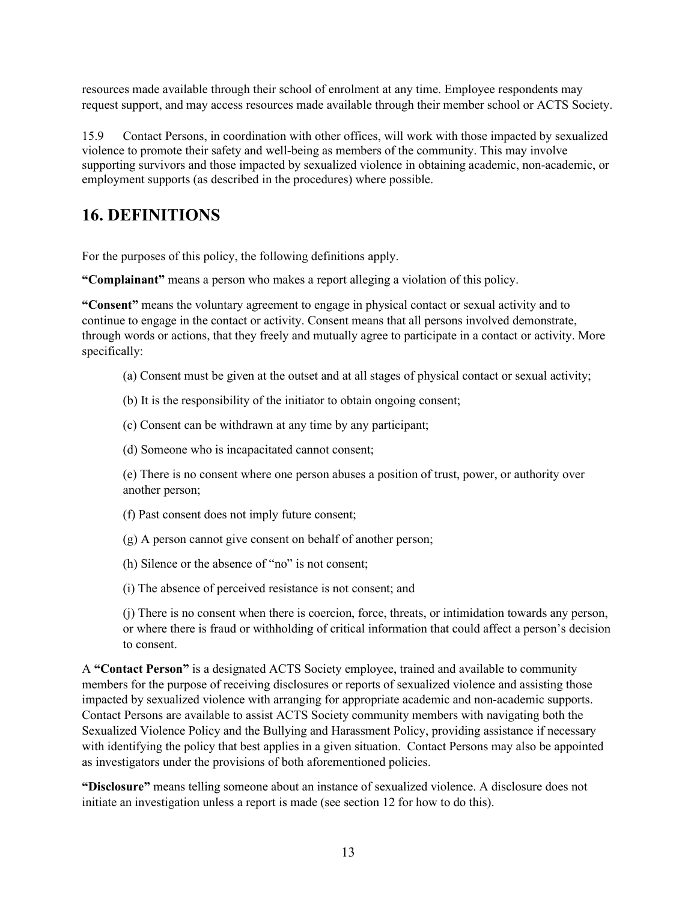resources made available through their school of enrolment at any time. Employee respondents may request support, and may access resources made available through their member school or ACTS Society.

15.9 Contact Persons, in coordination with other offices, will work with those impacted by sexualized violence to promote their safety and well-being as members of the community. This may involve supporting survivors and those impacted by sexualized violence in obtaining academic, non-academic, or employment supports (as described in the procedures) where possible.

## 16. DEFINITIONS

For the purposes of this policy, the following definitions apply.

**"Complainant"** means a person who makes a report alleging a violation of this policy.

**"Consent"** means the voluntary agreement to engage in physical contact or sexual activity and to continue to engage in the contact or activity. Consent means that all persons involved demonstrate, through words or actions, that they freely and mutually agree to participate in a contact or activity. More specifically:

(a) Consent must be given at the outset and at all stages of physical contact or sexual activity;

(b) It is the responsibility of the initiator to obtain ongoing consent;

(c) Consent can be withdrawn at any time by any participant;

(d) Someone who is incapacitated cannot consent;

(e) There is no consent where one person abuses a position of trust, power, or authority over another person;

(f) Past consent does not imply future consent;

(g) A person cannot give consent on behalf of another person;

(h) Silence or the absence of "no" is not consent;

(i) The absence of perceived resistance is not consent; and

(j) There is no consent when there is coercion, force, threats, or intimidation towards any person, or where there is fraud or withholding of critical information that could affect a person's decision to consent.

A **"Contact Person"** is a designated ACTS Society employee, trained and available to community members for the purpose of receiving disclosures or reports of sexualized violence and assisting those impacted by sexualized violence with arranging for appropriate academic and non-academic supports. Contact Persons are available to assist ACTS Society community members with navigating both the Sexualized Violence Policy and the Bullying and Harassment Policy, providing assistance if necessary with identifying the policy that best applies in a given situation. Contact Persons may also be appointed as investigators under the provisions of both aforementioned policies.

**"Disclosure"** means telling someone about an instance of sexualized violence. A disclosure does not initiate an investigation unless a report is made (see section 12 for how to do this).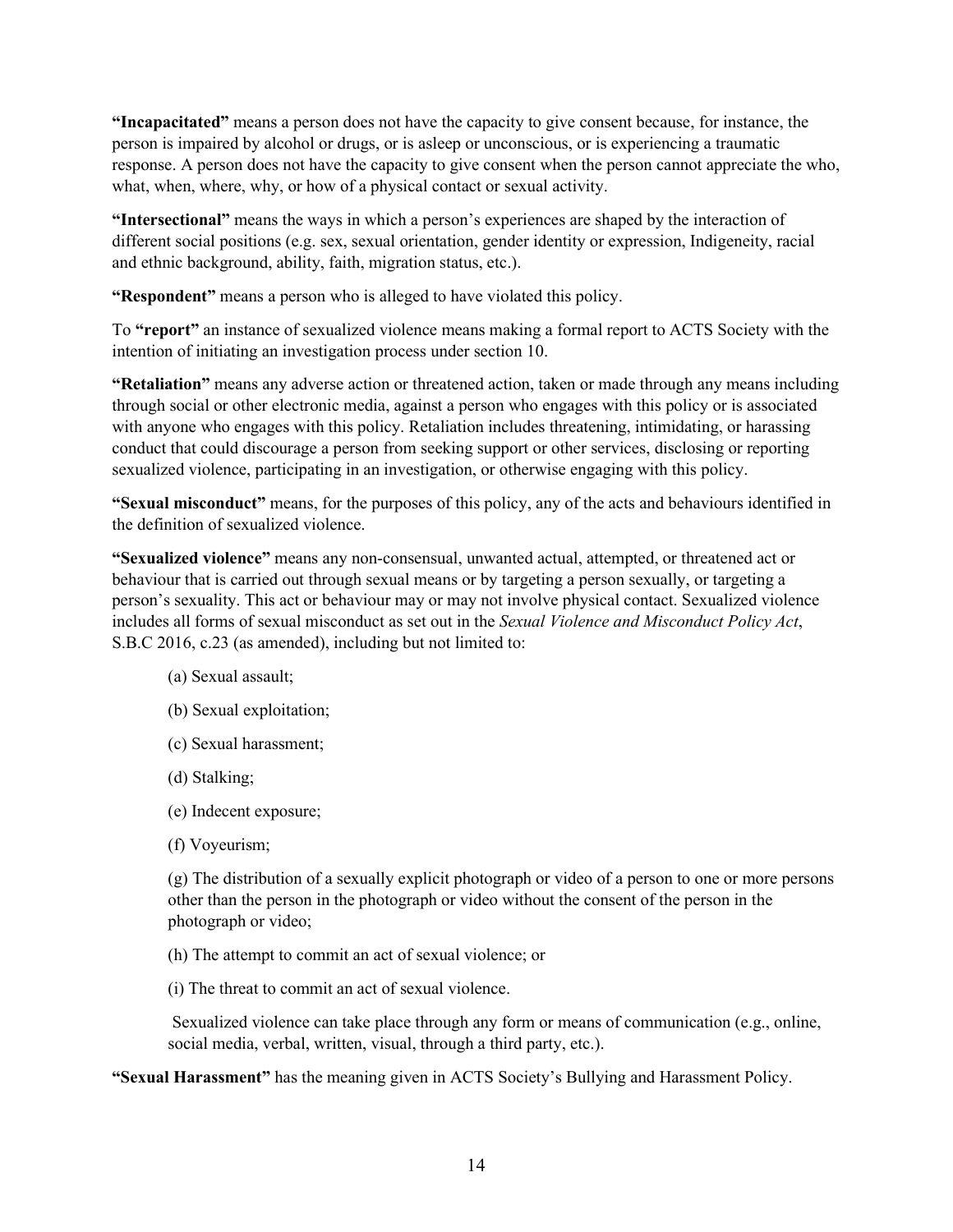**"Incapacitated"** means a person does not have the capacity to give consent because, for instance, the person is impaired by alcohol or drugs, or is asleep or unconscious, or is experiencing a traumatic response. A person does not have the capacity to give consent when the person cannot appreciate the who, what, when, where, why, or how of a physical contact or sexual activity.

**"Intersectional"** means the ways in which a person's experiences are shaped by the interaction of different social positions (e.g. sex, sexual orientation, gender identity or expression, Indigeneity, racial and ethnic background, ability, faith, migration status, etc.).

**"Respondent"** means a person who is alleged to have violated this policy.

To **"report"** an instance of sexualized violence means making a formal report to ACTS Society with the intention of initiating an investigation process under section 10.

**"Retaliation"** means any adverse action or threatened action, taken or made through any means including through social or other electronic media, against a person who engages with this policy or is associated with anyone who engages with this policy. Retaliation includes threatening, intimidating, or harassing conduct that could discourage a person from seeking support or other services, disclosing or reporting sexualized violence, participating in an investigation, or otherwise engaging with this policy.

**"Sexual misconduct"** means, for the purposes of this policy, any of the acts and behaviours identified in the definition of sexualized violence.

**"Sexualized violence"** means any non-consensual, unwanted actual, attempted, or threatened act or behaviour that is carried out through sexual means or by targeting a person sexually, or targeting a person's sexuality. This act or behaviour may or may not involve physical contact. Sexualized violence includes all forms of sexual misconduct as set out in the *Sexual Violence and Misconduct Policy Act*, S.B.C 2016, c.23 (as amended), including but not limited to:

(a) Sexual assault;

(b) Sexual exploitation;

(c) Sexual harassment;

(d) Stalking;

(e) Indecent exposure;

(f) Voyeurism;

(g) The distribution of a sexually explicit photograph or video of a person to one or more persons other than the person in the photograph or video without the consent of the person in the photograph or video;

(h) The attempt to commit an act of sexual violence; or

(i) The threat to commit an act of sexual violence.

Sexualized violence can take place through any form or means of communication (e.g., online, social media, verbal, written, visual, through a third party, etc.).

**"Sexual Harassment"** has the meaning given in ACTS Society's Bullying and Harassment Policy.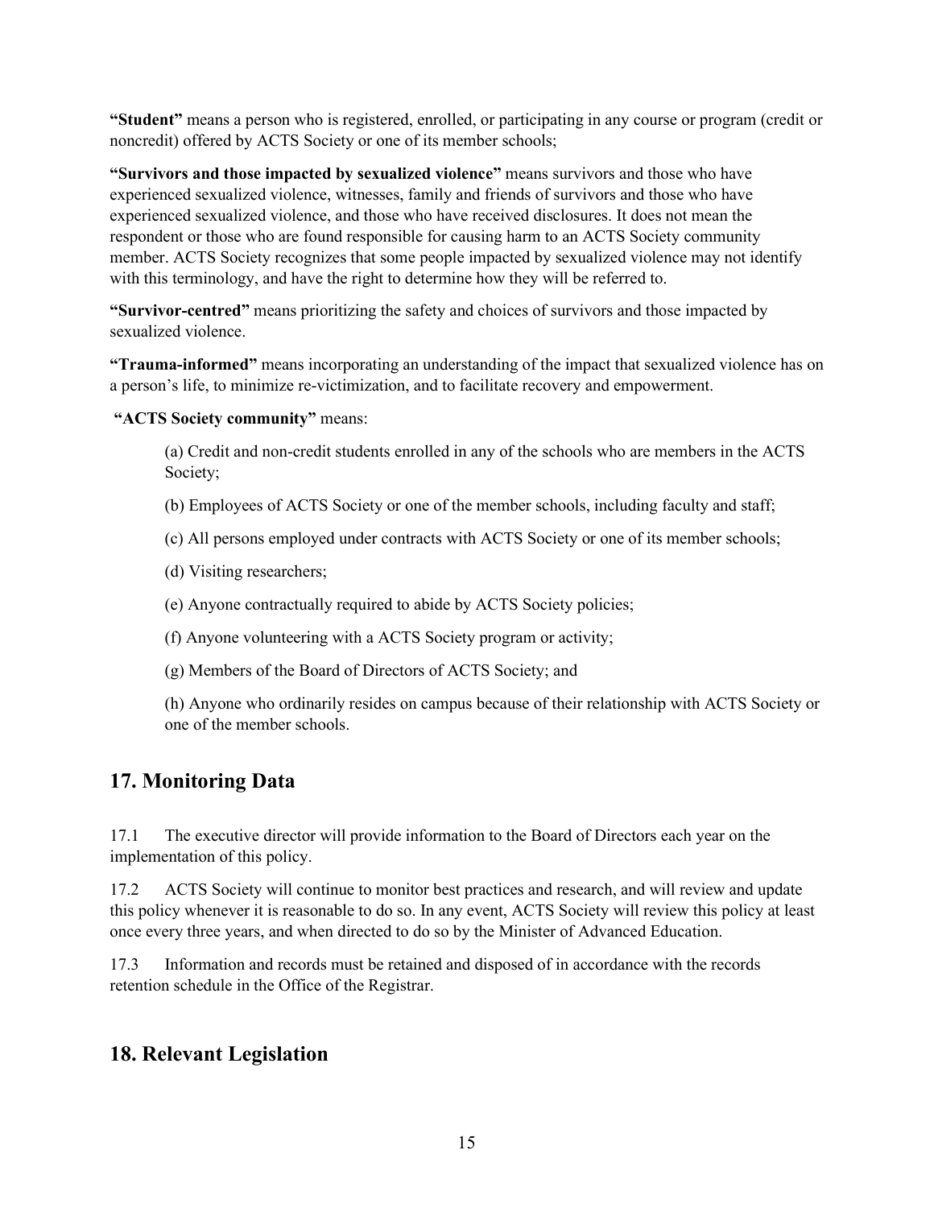**“Student”** means a person who is registered, enrolled, or participating in any course or program (credit or noncredit) offered by ACTS Society or one of its member schools;

**“Survivors and those impacted by sexualized violence”** means survivors and those who have experienced sexualized violence, witnesses, family and friends of survivors and those who have experienced sexualized violence, and those who have received disclosures. It does not mean the respondent or those who are found responsible for causing harm to an ACTS Society community member. ACTS Society recognizes that some people impacted by sexualized violence may not identify with this terminology, and have the right to determine how they will be referred to.

**“Survivor-centred”** means prioritizing the safety and choices of survivors and those impacted by sexualized violence.

**“Trauma-informed”** means incorporating an understanding of the impact that sexualized violence has on a person’s life, to minimize re-victimization, and to facilitate recovery and empowerment.

**“ACTS Society community”** means:

(a) Credit and non-credit students enrolled in any of the schools who are members in the ACTS Society;

(b) Employees of ACTS Society or one of the member schools, including faculty and staff;

(c) All persons employed under contracts with ACTS Society or one of its member schools;

(d) Visiting researchers;

(e) Anyone contractually required to abide by ACTS Society policies;

(f) Anyone volunteering with a ACTS Society program or activity;

(g) Members of the Board of Directors of ACTS Society; and

(h) Anyone who ordinarily resides on campus because of their relationship with ACTS Society or one of the member schools.

## 17. Monitoring Data

17.1 The executive director will provide information to the Board of Directors each year on the implementation of this policy.

17.2 ACTS Society will continue to monitor best practices and research, and will review and update this policy whenever it is reasonable to do so. In any event, ACTS Society will review this policy at least once every three years, and when directed to do so by the Minister of Advanced Education.

17.3 Information and records must be retained and disposed of in accordance with the records retention schedule in the Office of the Registrar.

## 18. Relevant Legislation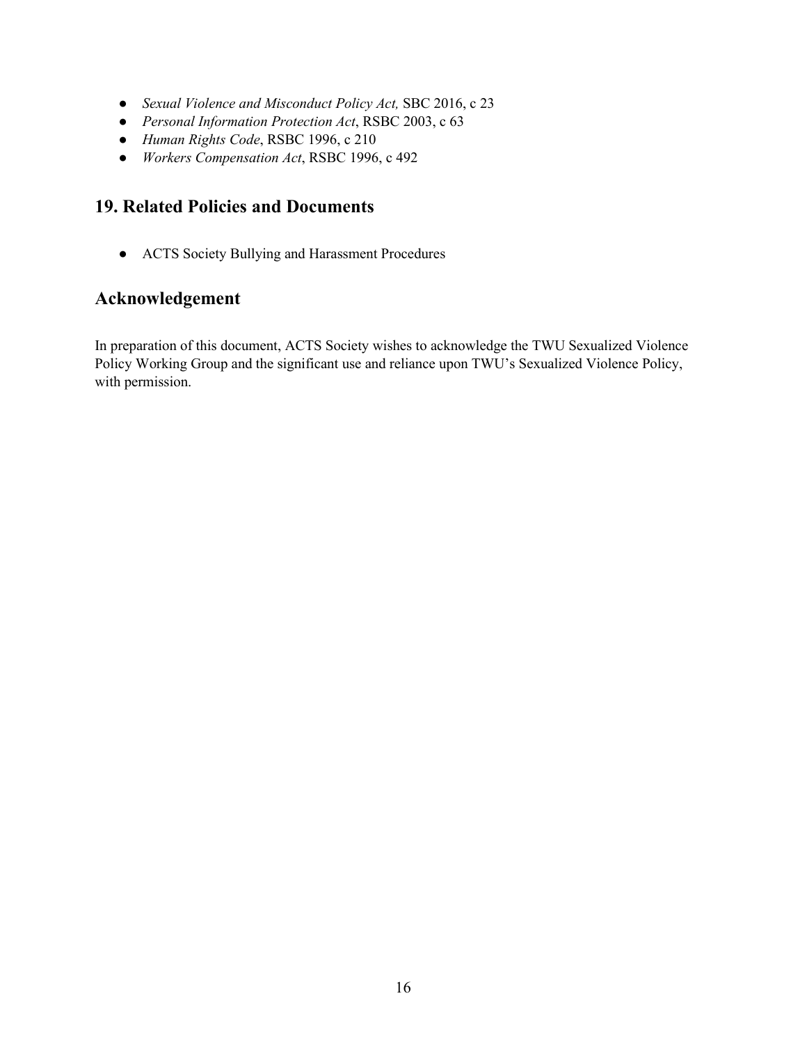- *Sexual Violence and Misconduct Policy Act,* SBC 2016, c 23
- *Personal Information Protection Act*, RSBC 2003, c 63
- *Human Rights Code*, RSBC 1996, c 210
- *Workers Compensation Act*, RSBC 1996, c 492

## 19. Related Policies and Documents

- ACTS Society Bullying and Harassment Procedures

## Acknowledgement

In preparation of this document, ACTS Society wishes to acknowledge the TWU Sexualized Violence Policy Working Group and the significant use and reliance upon TWU's Sexualized Violence Policy, with permission.